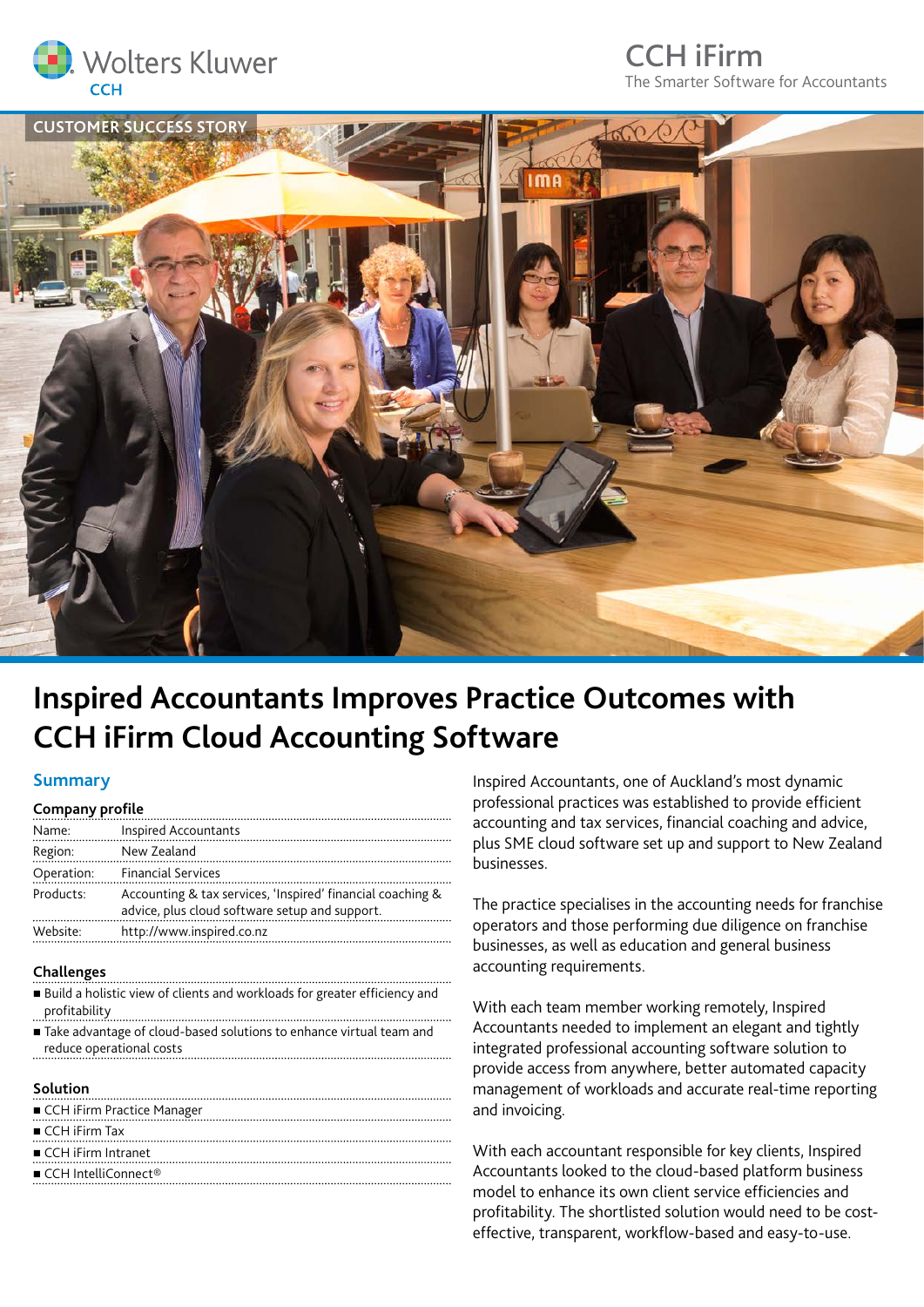Wolters Kluwer CCH

CCH iFirm
The Smarter Software for Accountants

CUSTOMER SUCCESS STORY

# Inspired Accountants Improves Practice Outcomes with CCH iFirm Cloud Accounting Software

## Summary

### Company profile

| | |
|---|---|
| Name: | Inspired Accountants |
| Region: | New Zealand |
| Operation: | Financial Services |
| Products: | Accounting & tax services, 'Inspired' financial coaching & advice, plus cloud software setup and support. |
| Website: | http://www.inspired.co.nz |

### Challenges

- Build a holistic view of clients and workloads for greater efficiency and profitability
- Take advantage of cloud-based solutions to enhance virtual team and reduce operational costs

### Solution

- CCH iFirm Practice Manager
- CCH iFirm Tax
- CCH iFirm Intranet
- CCH IntelliConnect®

Inspired Accountants, one of Auckland's most dynamic professional practices was established to provide efficient accounting and tax services, financial coaching and advice, plus SME cloud software set up and support to New Zealand businesses.

The practice specialises in the accounting needs for franchise operators and those performing due diligence on franchise businesses, as well as education and general business accounting requirements.

With each team member working remotely, Inspired Accountants needed to implement an elegant and tightly integrated professional accounting software solution to provide access from anywhere, better automated capacity management of workloads and accurate real-time reporting and invoicing.

With each accountant responsible for key clients, Inspired Accountants looked to the cloud-based platform business model to enhance its own client service efficiencies and profitability. The shortlisted solution would need to be cost-effective, transparent, workflow-based and easy-to-use.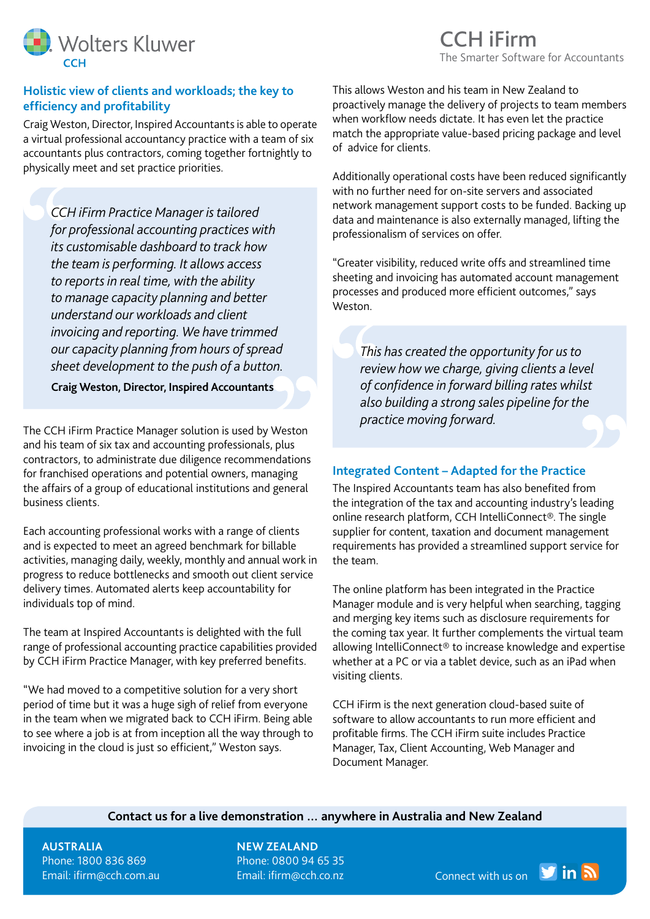## Holistic view of clients and workloads; the key to efficiency and profitability

Craig Weston, Director, Inspired Accountants is able to operate a virtual professional accountancy practice with a team of six accountants plus contractors, coming together fortnightly to physically meet and set practice priorities.

> *CCH iFirm Practice Manager is tailored for professional accounting practices with its customisable dashboard to track how the team is performing. It allows access to reports in real time, with the ability to manage capacity planning and better understand our workloads and client invoicing and reporting. We have trimmed our capacity planning from hours of spread sheet development to the push of a button.*
>
> **Craig Weston, Director, Inspired Accountants**

The CCH iFirm Practice Manager solution is used by Weston and his team of six tax and accounting professionals, plus contractors, to administrate due diligence recommendations for franchised operations and potential owners, managing the affairs of a group of educational institutions and general business clients.

Each accounting professional works with a range of clients and is expected to meet an agreed benchmark for billable activities, managing daily, weekly, monthly and annual work in progress to reduce bottlenecks and smooth out client service delivery times. Automated alerts keep accountability for individuals top of mind.

The team at Inspired Accountants is delighted with the full range of professional accounting practice capabilities provided by CCH iFirm Practice Manager, with key preferred benefits.

"We had moved to a competitive solution for a very short period of time but it was a huge sigh of relief from everyone in the team when we migrated back to CCH iFirm. Being able to see where a job is at from inception all the way through to invoicing in the cloud is just so efficient," Weston says.

This allows Weston and his team in New Zealand to proactively manage the delivery of projects to team members when workflow needs dictate. It has even let the practice match the appropriate value-based pricing package and level of advice for clients.

Additionally operational costs have been reduced significantly with no further need for on-site servers and associated network management support costs to be funded. Backing up data and maintenance is also externally managed, lifting the professionalism of services on offer.

"Greater visibility, reduced write offs and streamlined time sheeting and invoicing has automated account management processes and produced more efficient outcomes," says Weston.

> *This has created the opportunity for us to review how we charge, giving clients a level of confidence in forward billing rates whilst also building a strong sales pipeline for the practice moving forward.*

## Integrated Content – Adapted for the Practice

The Inspired Accountants team has also benefited from the integration of the tax and accounting industry's leading online research platform, CCH IntelliConnect®. The single supplier for content, taxation and document management requirements has provided a streamlined support service for the team.

The online platform has been integrated in the Practice Manager module and is very helpful when searching, tagging and merging key items such as disclosure requirements for the coming tax year. It further complements the virtual team allowing IntelliConnect® to increase knowledge and expertise whether at a PC or via a tablet device, such as an iPad when visiting clients.

CCH iFirm is the next generation cloud-based suite of software to allow accountants to run more efficient and profitable firms. The CCH iFirm suite includes Practice Manager, Tax, Client Accounting, Web Manager and Document Manager.

**Contact us for a live demonstration ... anywhere in Australia and New Zealand**

**AUSTRALIA**
Phone: 1800 836 869
Email: ifirm@cch.com.au

**NEW ZEALAND**
Phone: 0800 94 65 35
Email: ifirm@cch.co.nz

Connect with us on